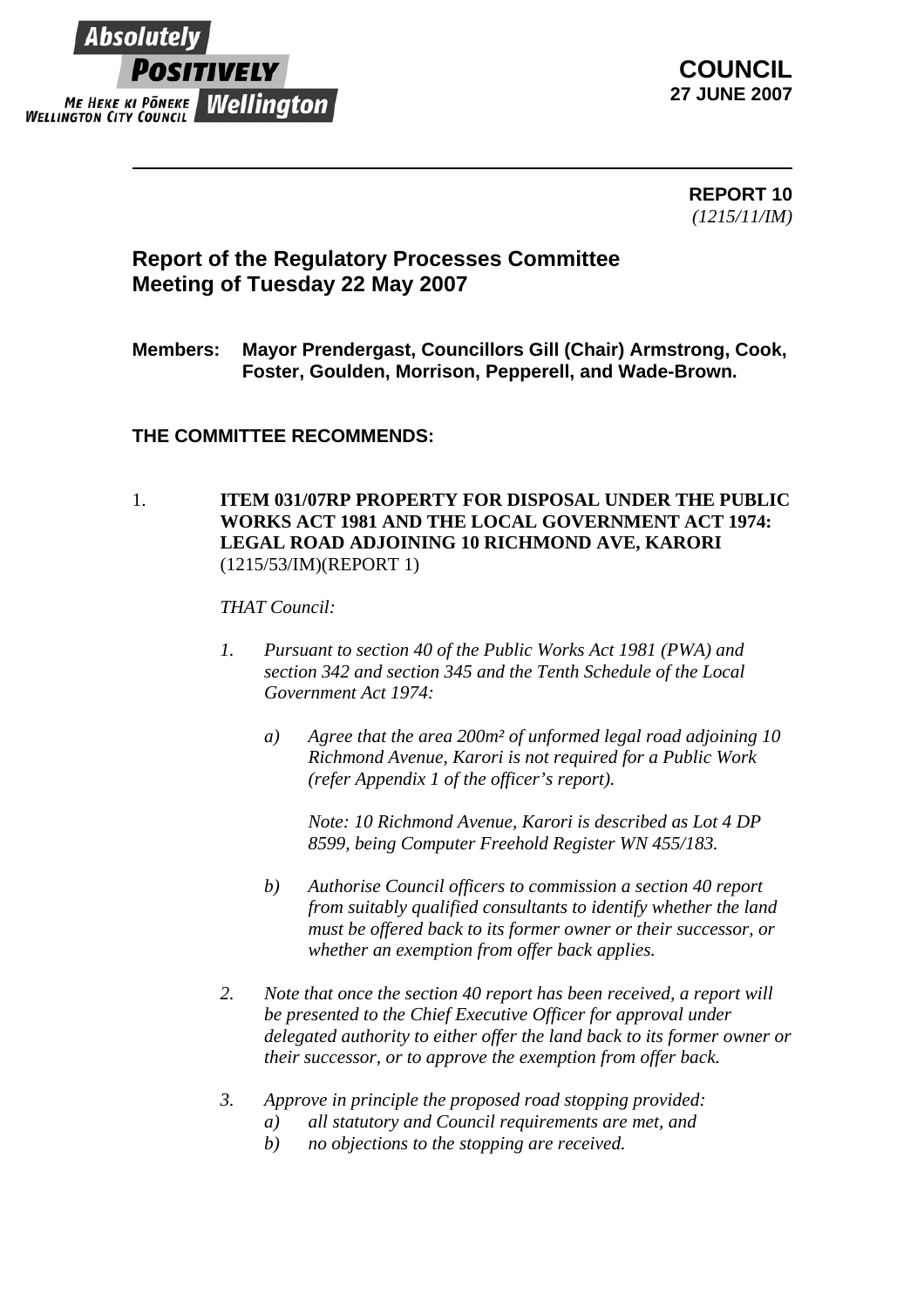Absolutely POSITIVELY
ME HEKE KI PŌNEKE
WELLINGTON CITY COUNCIL Wellington

**COUNCIL**
**27 JUNE 2007**

---

**REPORT 10**
*(1215/11/IM)*

## Report of the Regulatory Processes Committee Meeting of Tuesday 22 May 2007

**Members: Mayor Prendergast, Councillors Gill (Chair) Armstrong, Cook, Foster, Goulden, Morrison, Pepperell, and Wade-Brown.**

**THE COMMITTEE RECOMMENDS:**

1. **ITEM 031/07RP PROPERTY FOR DISPOSAL UNDER THE PUBLIC WORKS ACT 1981 AND THE LOCAL GOVERNMENT ACT 1974: LEGAL ROAD ADJOINING 10 RICHMOND AVE, KARORI** (1215/53/IM)(REPORT 1)

   *THAT Council:*

   1. *Pursuant to section 40 of the Public Works Act 1981 (PWA) and section 342 and section 345 and the Tenth Schedule of the Local Government Act 1974:*

      a) *Agree that the area 200m² of unformed legal road adjoining 10 Richmond Avenue, Karori is not required for a Public Work (refer Appendix 1 of the officer's report).*

         *Note: 10 Richmond Avenue, Karori is described as Lot 4 DP 8599, being Computer Freehold Register WN 455/183.*

      b) *Authorise Council officers to commission a section 40 report from suitably qualified consultants to identify whether the land must be offered back to its former owner or their successor, or whether an exemption from offer back applies.*

   2. *Note that once the section 40 report has been received, a report will be presented to the Chief Executive Officer for approval under delegated authority to either offer the land back to its former owner or their successor, or to approve the exemption from offer back.*

   3. *Approve in principle the proposed road stopping provided:*
      a) *all statutory and Council requirements are met, and*
      b) *no objections to the stopping are received.*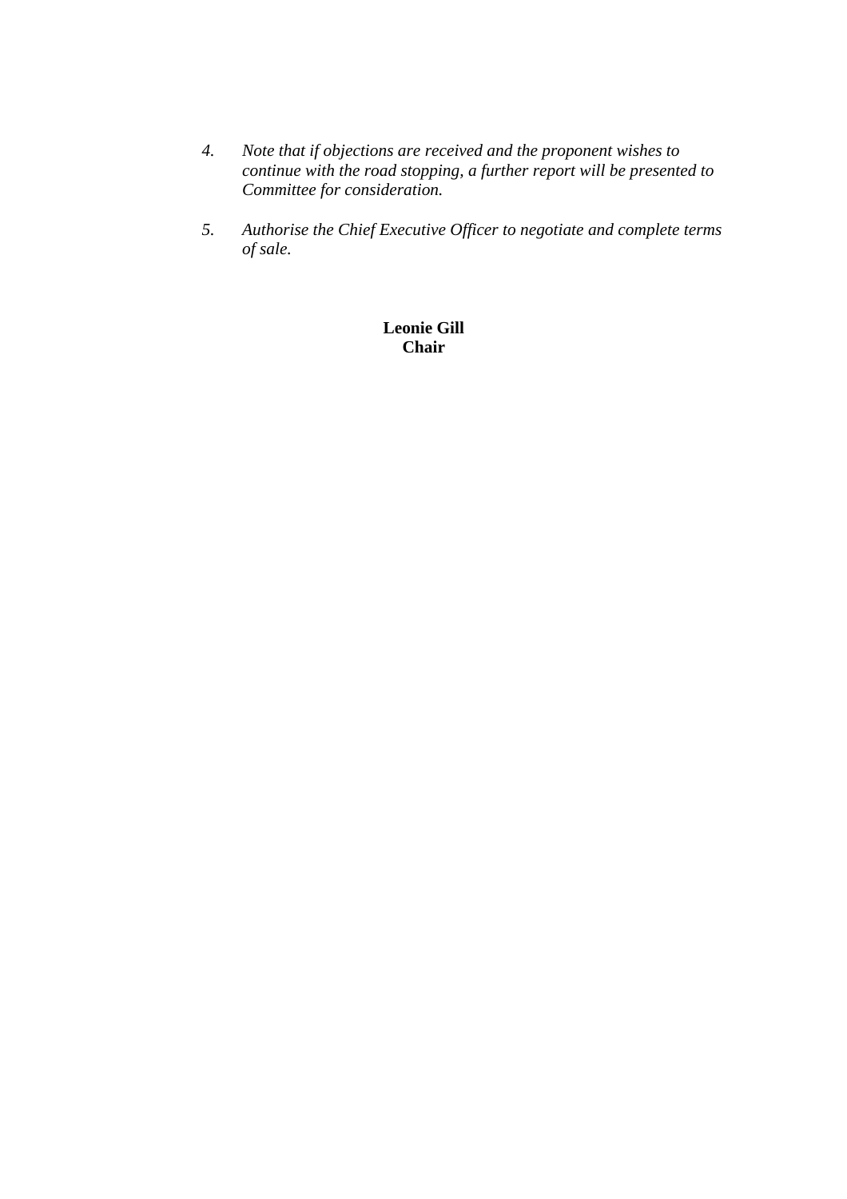4. *Note that if objections are received and the proponent wishes to continue with the road stopping, a further report will be presented to Committee for consideration.*

5. *Authorise the Chief Executive Officer to negotiate and complete terms of sale.*

**Leonie Gill**
**Chair**